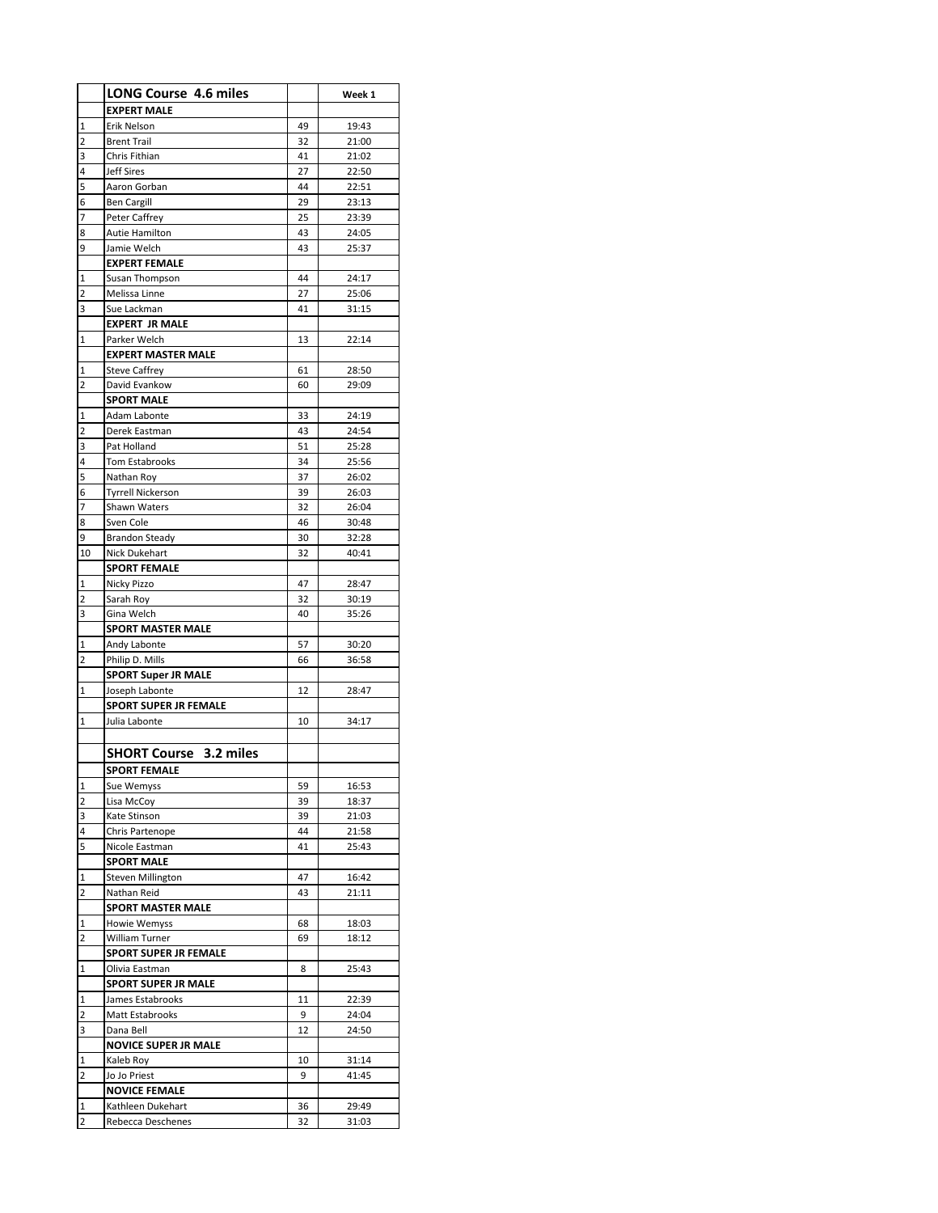| | LONG Course 4.6 miles | | Week 1 |
|---|---|---|---|
| | **EXPERT MALE** | | |
| 1 | Erik Nelson | 49 | 19:43 |
| 2 | Brent Trail | 32 | 21:00 |
| 3 | Chris Fithian | 41 | 21:02 |
| 4 | Jeff Sires | 27 | 22:50 |
| 5 | Aaron Gorban | 44 | 22:51 |
| 6 | Ben Cargill | 29 | 23:13 |
| 7 | Peter Caffrey | 25 | 23:39 |
| 8 | Autie Hamilton | 43 | 24:05 |
| 9 | Jamie Welch | 43 | 25:37 |
| | **EXPERT FEMALE** | | |
| 1 | Susan Thompson | 44 | 24:17 |
| 2 | Melissa Linne | 27 | 25:06 |
| 3 | Sue Lackman | 41 | 31:15 |
| | **EXPERT JR MALE** | | |
| 1 | Parker Welch | 13 | 22:14 |
| | **EXPERT MASTER MALE** | | |
| 1 | Steve Caffrey | 61 | 28:50 |
| 2 | David Evankow | 60 | 29:09 |
| | **SPORT MALE** | | |
| 1 | Adam Labonte | 33 | 24:19 |
| 2 | Derek Eastman | 43 | 24:54 |
| 3 | Pat Holland | 51 | 25:28 |
| 4 | Tom Estabrooks | 34 | 25:56 |
| 5 | Nathan Roy | 37 | 26:02 |
| 6 | Tyrrell Nickerson | 39 | 26:03 |
| 7 | Shawn Waters | 32 | 26:04 |
| 8 | Sven Cole | 46 | 30:48 |
| 9 | Brandon Steady | 30 | 32:28 |
| 10 | Nick Dukehart | 32 | 40:41 |
| | **SPORT FEMALE** | | |
| 1 | Nicky Pizzo | 47 | 28:47 |
| 2 | Sarah Roy | 32 | 30:19 |
| 3 | Gina Welch | 40 | 35:26 |
| | **SPORT MASTER MALE** | | |
| 1 | Andy Labonte | 57 | 30:20 |
| 2 | Philip D. Mills | 66 | 36:58 |
| | **SPORT Super JR MALE** | | |
| 1 | Joseph Labonte | 12 | 28:47 |
| | **SPORT SUPER JR FEMALE** | | |
| 1 | Julia Labonte | 10 | 34:17 |
| | | | |
| | **SHORT Course 3.2 miles** | | |
| | **SPORT FEMALE** | | |
| 1 | Sue Wemyss | 59 | 16:53 |
| 2 | Lisa McCoy | 39 | 18:37 |
| 3 | Kate Stinson | 39 | 21:03 |
| 4 | Chris Partenope | 44 | 21:58 |
| 5 | Nicole Eastman | 41 | 25:43 |
| | **SPORT MALE** | | |
| 1 | Steven Millington | 47 | 16:42 |
| 2 | Nathan Reid | 43 | 21:11 |
| | **SPORT MASTER MALE** | | |
| 1 | Howie Wemyss | 68 | 18:03 |
| 2 | William Turner | 69 | 18:12 |
| | **SPORT SUPER JR FEMALE** | | |
| 1 | Olivia Eastman | 8 | 25:43 |
| | **SPORT SUPER JR MALE** | | |
| 1 | James Estabrooks | 11 | 22:39 |
| 2 | Matt Estabrooks | 9 | 24:04 |
| 3 | Dana Bell | 12 | 24:50 |
| | **NOVICE SUPER JR MALE** | | |
| 1 | Kaleb Roy | 10 | 31:14 |
| 2 | Jo Jo Priest | 9 | 41:45 |
| | **NOVICE FEMALE** | | |
| 1 | Kathleen Dukehart | 36 | 29:49 |
| 2 | Rebecca Deschenes | 32 | 31:03 |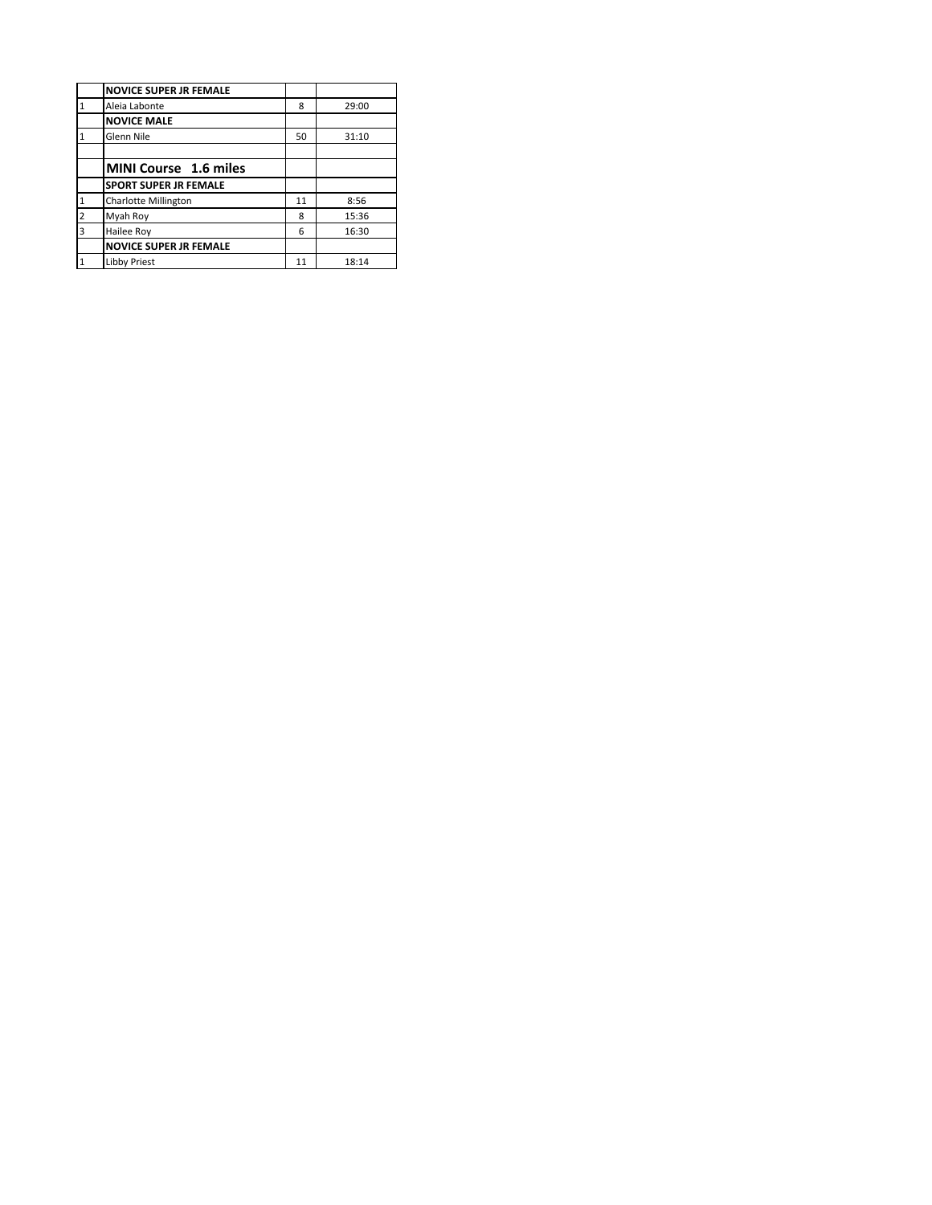| | | | |
|---|---|---|---|
| | **NOVICE SUPER JR FEMALE** | | |
| 1 | Aleia Labonte | 8 | 29:00 |
| | **NOVICE MALE** | | |
| 1 | Glenn Nile | 50 | 31:10 |
| | | | |
| | **MINI Course 1.6 miles** | | |
| | **SPORT SUPER JR FEMALE** | | |
| 1 | Charlotte Millington | 11 | 8:56 |
| 2 | Myah Roy | 8 | 15:36 |
| 3 | Hailee Roy | 6 | 16:30 |
| | **NOVICE SUPER JR FEMALE** | | |
| 1 | Libby Priest | 11 | 18:14 |